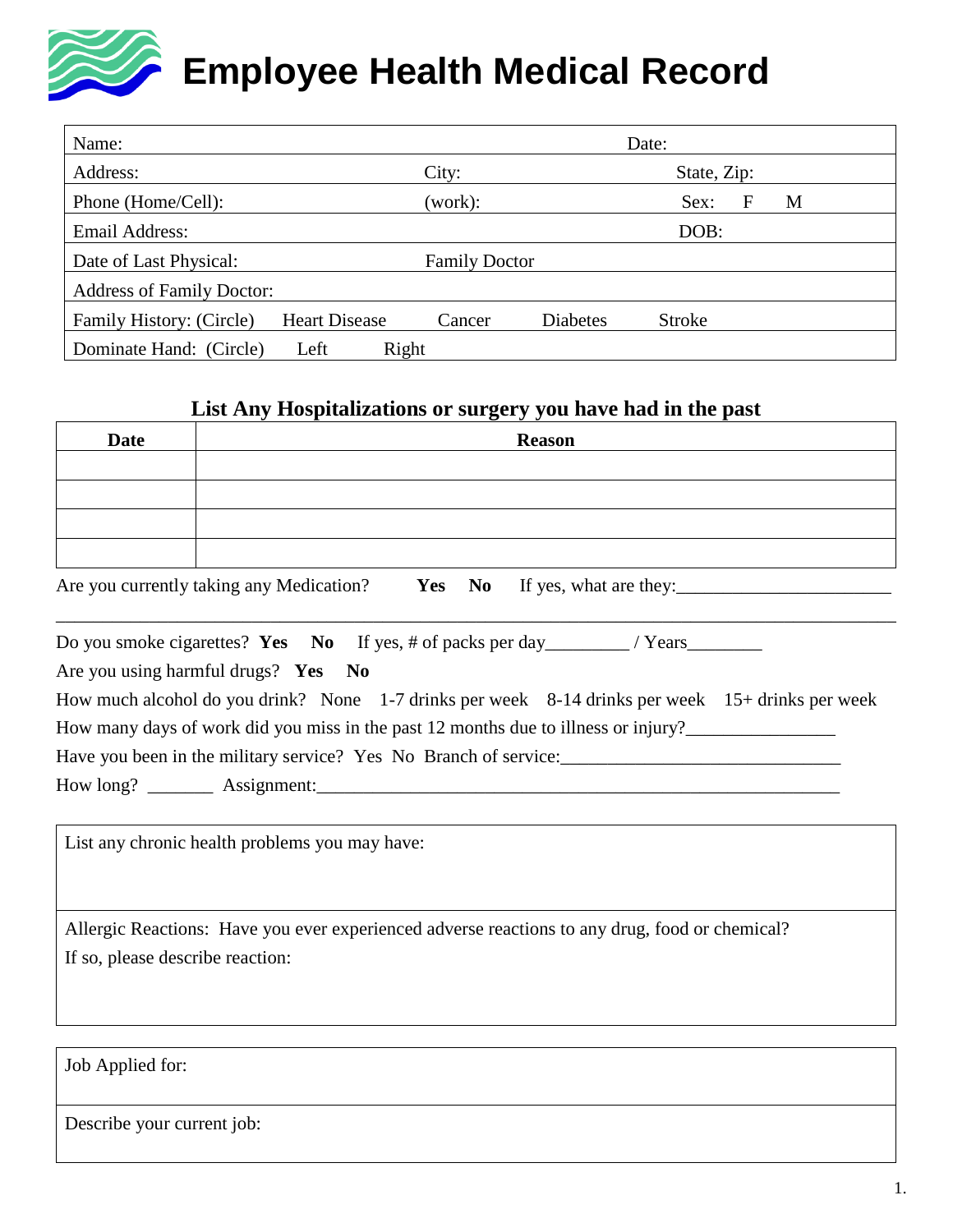# Employee Health Medical Record

| Name: | | Date: |
|---|---|---|
| Address: | City: | State, Zip: |
| Phone (Home/Cell): | (work): | Sex: F M |
| Email Address: | | DOB: |
| Date of Last Physical: | Family Doctor | |
| Address of Family Doctor: | | |
| Family History: (Circle) Heart Disease | Cancer Diabetes | Stroke |
| Dominate Hand: (Circle) Left Right | | |

## List Any Hospitalizations or surgery you have had in the past

| Date | Reason |
|---|---|
| | |
| | |
| | |
| | |

Are you currently taking any Medication? **Yes** **No** If yes, what are they:_______________________

_____________________________________________________________________________________

Do you smoke cigarettes? **Yes** **No** If yes, # of packs per day_________ / Years________

Are you using harmful drugs? **Yes** **No**

How much alcohol do you drink? None 1-7 drinks per week 8-14 drinks per week 15+ drinks per week

How many days of work did you miss in the past 12 months due to illness or injury?________________

Have you been in the military service? Yes No Branch of service:______________________________

How long? _______ Assignment:___________________________________________________________

| List any chronic health problems you may have: |
|---|
| Allergic Reactions: Have you ever experienced adverse reactions to any drug, food or chemical?<br>If so, please describe reaction: |

| Job Applied for: |
|---|
| Describe your current job: |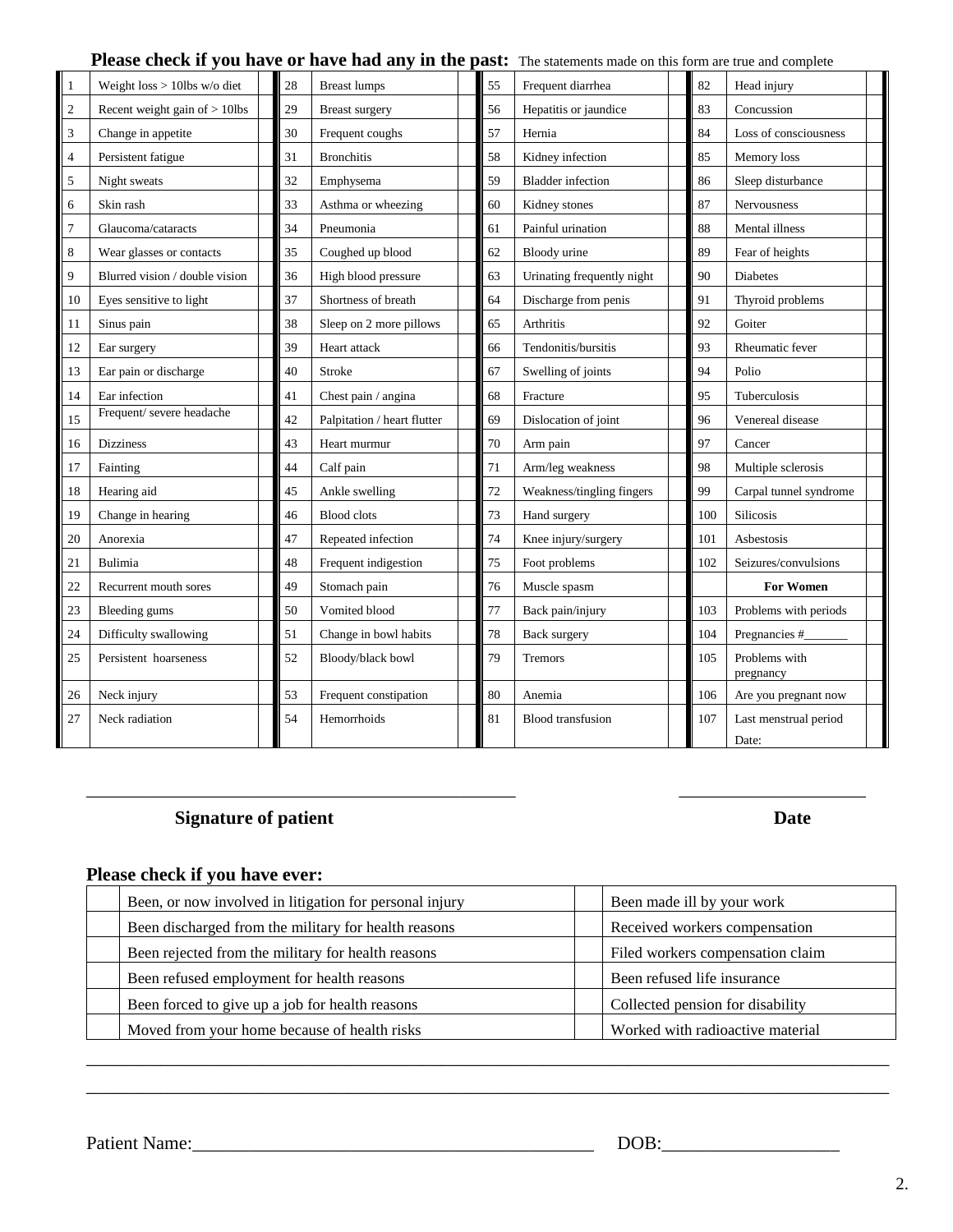**Please check if you have or have had any in the past:** The statements made on this form are true and complete

| # | Condition | | # | Condition | | # | Condition | | # | Condition | |
|---|---|---|---|---|---|---|---|---|---|---|---|
| 1 | Weight loss > 10lbs w/o diet | | 28 | Breast lumps | | 55 | Frequent diarrhea | | 82 | Head injury | |
| 2 | Recent weight gain of > 10lbs | | 29 | Breast surgery | | 56 | Hepatitis or jaundice | | 83 | Concussion | |
| 3 | Change in appetite | | 30 | Frequent coughs | | 57 | Hernia | | 84 | Loss of consciousness | |
| 4 | Persistent fatigue | | 31 | Bronchitis | | 58 | Kidney infection | | 85 | Memory loss | |
| 5 | Night sweats | | 32 | Emphysema | | 59 | Bladder infection | | 86 | Sleep disturbance | |
| 6 | Skin rash | | 33 | Asthma or wheezing | | 60 | Kidney stones | | 87 | Nervousness | |
| 7 | Glaucoma/cataracts | | 34 | Pneumonia | | 61 | Painful urination | | 88 | Mental illness | |
| 8 | Wear glasses or contacts | | 35 | Coughed up blood | | 62 | Bloody urine | | 89 | Fear of heights | |
| 9 | Blurred vision / double vision | | 36 | High blood pressure | | 63 | Urinating frequently night | | 90 | Diabetes | |
| 10 | Eyes sensitive to light | | 37 | Shortness of breath | | 64 | Discharge from penis | | 91 | Thyroid problems | |
| 11 | Sinus pain | | 38 | Sleep on 2 more pillows | | 65 | Arthritis | | 92 | Goiter | |
| 12 | Ear surgery | | 39 | Heart attack | | 66 | Tendonitis/bursitis | | 93 | Rheumatic fever | |
| 13 | Ear pain or discharge | | 40 | Stroke | | 67 | Swelling of joints | | 94 | Polio | |
| 14 | Ear infection | | 41 | Chest pain / angina | | 68 | Fracture | | 95 | Tuberculosis | |
| 15 | Frequent/ severe headache | | 42 | Palpitation / heart flutter | | 69 | Dislocation of joint | | 96 | Venereal disease | |
| 16 | Dizziness | | 43 | Heart murmur | | 70 | Arm pain | | 97 | Cancer | |
| 17 | Fainting | | 44 | Calf pain | | 71 | Arm/leg weakness | | 98 | Multiple sclerosis | |
| 18 | Hearing aid | | 45 | Ankle swelling | | 72 | Weakness/tingling fingers | | 99 | Carpal tunnel syndrome | |
| 19 | Change in hearing | | 46 | Blood clots | | 73 | Hand surgery | | 100 | Silicosis | |
| 20 | Anorexia | | 47 | Repeated infection | | 74 | Knee injury/surgery | | 101 | Asbestosis | |
| 21 | Bulimia | | 48 | Frequent indigestion | | 75 | Foot problems | | 102 | Seizures/convulsions | |
| 22 | Recurrent mouth sores | | 49 | Stomach pain | | 76 | Muscle spasm | | | **For Women** | |
| 23 | Bleeding gums | | 50 | Vomited blood | | 77 | Back pain/injury | | 103 | Problems with periods | |
| 24 | Difficulty swallowing | | 51 | Change in bowl habits | | 78 | Back surgery | | 104 | Pregnancies #_______ | |
| 25 | Persistent hoarseness | | 52 | Bloody/black bowl | | 79 | Tremors | | 105 | Problems with pregnancy | |
| 26 | Neck injury | | 53 | Frequent constipation | | 80 | Anemia | | 106 | Are you pregnant now | |
| 27 | Neck radiation | | 54 | Hemorrhoids | | 81 | Blood transfusion | | 107 | Last menstrual period Date: | |

_______________________________________________ ____________________

**Signature of patient** **Date**

## Please check if you have ever:

| | | | |
|---|---|---|---|
| | Been, or now involved in litigation for personal injury | | Been made ill by your work |
| | Been discharged from the military for health reasons | | Received workers compensation |
| | Been rejected from the military for health reasons | | Filed workers compensation claim |
| | Been refused employment for health reasons | | Been refused life insurance |
| | Been forced to give up a job for health reasons | | Collected pension for disability |
| | Moved from your home because of health risks | | Worked with radioactive material |

_____________________________________________________________________________________

_____________________________________________________________________________________

Patient Name:_____________________________________________ DOB:___________________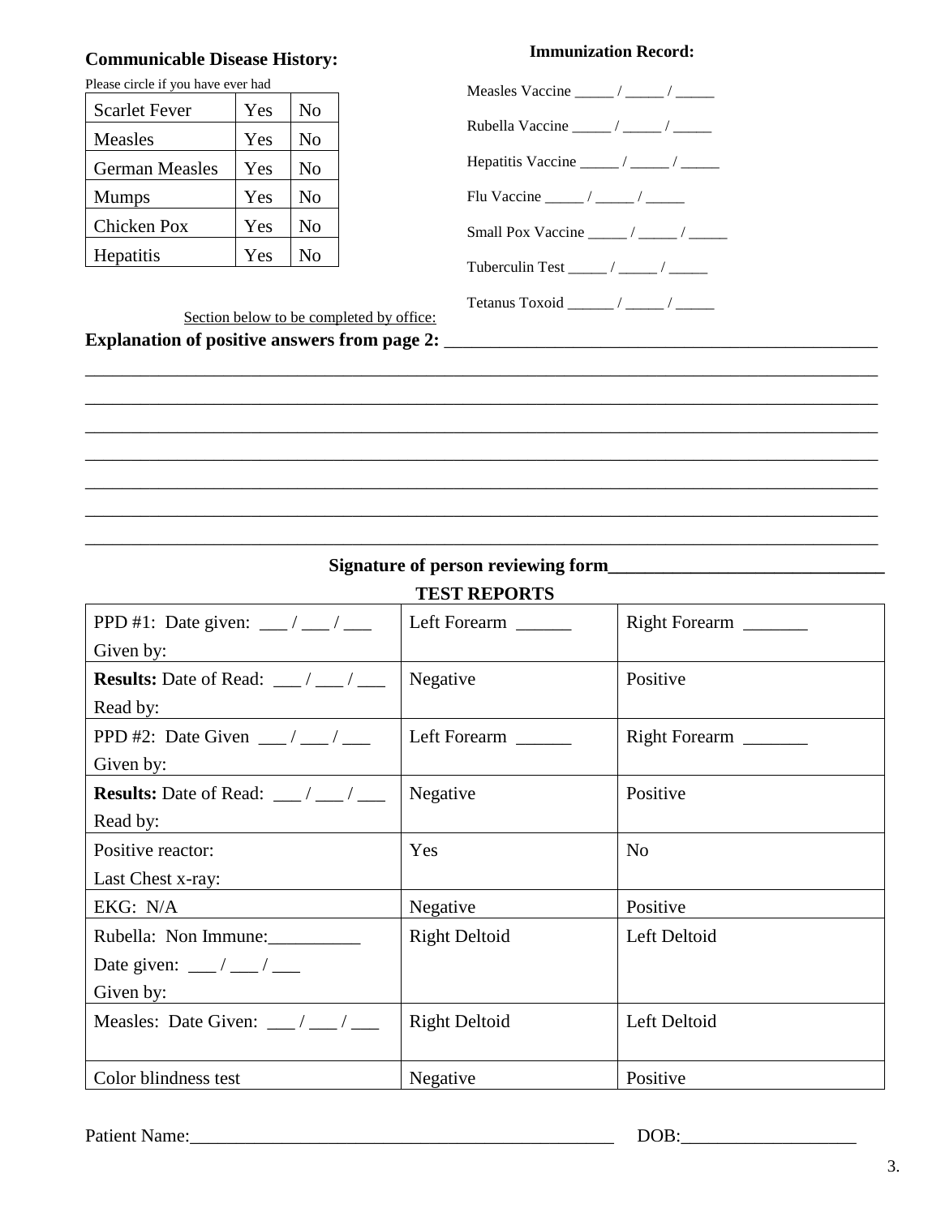**Communicable Disease History:**

Please circle if you have ever had

| Scarlet Fever | Yes | No |
|---|---|---|
| Measles | Yes | No |
| German Measles | Yes | No |
| Mumps | Yes | No |
| Chicken Pox | Yes | No |
| Hepatitis | Yes | No |

**Immunization Record:**

Measles Vaccine _____ / _____ / _____

Rubella Vaccine _____ / _____ / _____

Hepatitis Vaccine _____ / _____ / _____

Flu Vaccine _____ / _____ / _____

Small Pox Vaccine _____ / _____ / _____

Tuberculin Test _____ / _____ / _____

Tetanus Toxoid ______ / _____ / _____

Section below to be completed by office:

**Explanation of positive answers from page 2:** ________________________________________________

______________________________________________________________________________________

______________________________________________________________________________________

______________________________________________________________________________________

______________________________________________________________________________________

______________________________________________________________________________________

______________________________________________________________________________________

______________________________________________________________________________________

**Signature of person reviewing form**______________________________

**TEST REPORTS**

| | | |
|---|---|---|
| PPD #1: Date given: ___ / ___ / ___<br>Given by: | Left Forearm ______ | Right Forearm _______ |
| **Results:** Date of Read: ___ / ___ / ___<br>Read by: | Negative | Positive |
| PPD #2: Date Given ___ / ___ / ___<br>Given by: | Left Forearm ______ | Right Forearm _______ |
| **Results:** Date of Read: ___ / ___ / ___<br>Read by: | Negative | Positive |
| Positive reactor:<br>Last Chest x-ray: | Yes | No |
| EKG: N/A | Negative | Positive |
| Rubella: Non Immune:__________<br>Date given: ___ / ___ / ___<br>Given by: | Right Deltoid | Left Deltoid |
| Measles: Date Given: ___ / ___ / ___ | Right Deltoid | Left Deltoid |
| Color blindness test | Negative | Positive |

Patient Name:_______________________________________________ DOB:___________________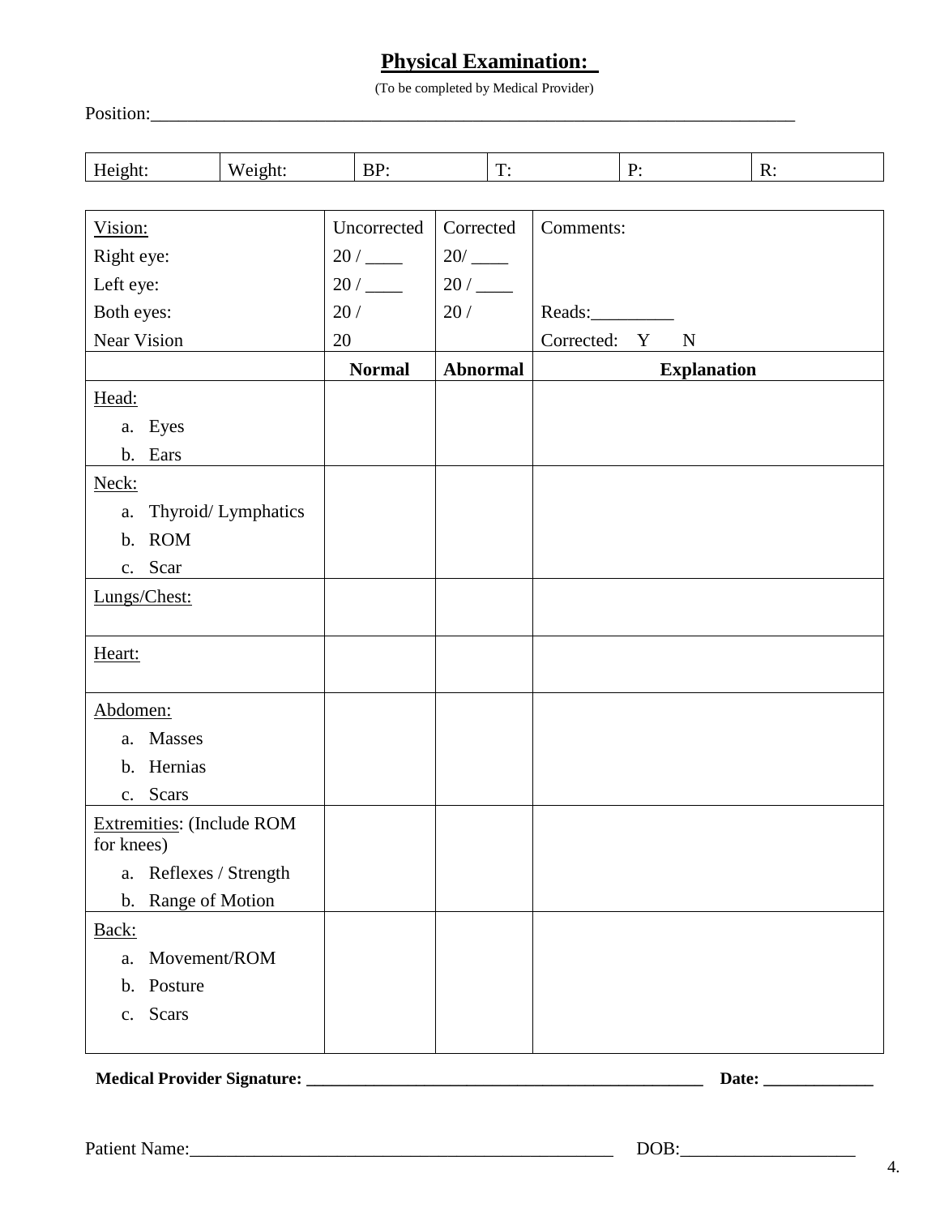# Physical Examination:

(To be completed by Medical Provider)

Position:___________________________________________________________________________

| Height: | Weight: | BP: | T: | P: | R: |
|---|---|---|---|---|---|

| Vision: | Uncorrected | Corrected | Comments: |
|---|---|---|---|
| Right eye: | 20 / ____ | 20/ ____ | |
| Left eye: | 20 / ____ | 20 / ____ | |
| Both eyes: | 20 / | 20 / | Reads:_________ |
| Near Vision | 20 | | Corrected: Y N |
| | **Normal** | **Abnormal** | **Explanation** |
| Head:<br>a. Eyes<br>b. Ears | | | |
| Neck:<br>a. Thyroid/ Lymphatics<br>b. ROM<br>c. Scar | | | |
| Lungs/Chest: | | | |
| Heart: | | | |
| Abdomen:<br>a. Masses<br>b. Hernias<br>c. Scars | | | |
| Extremities: (Include ROM for knees)<br>a. Reflexes / Strength<br>b. Range of Motion | | | |
| Back:<br>a. Movement/ROM<br>b. Posture<br>c. Scars | | | |

**Medical Provider Signature: _________________________________________________ Date: _____________**

Patient Name:________________________________________________ DOB:___________________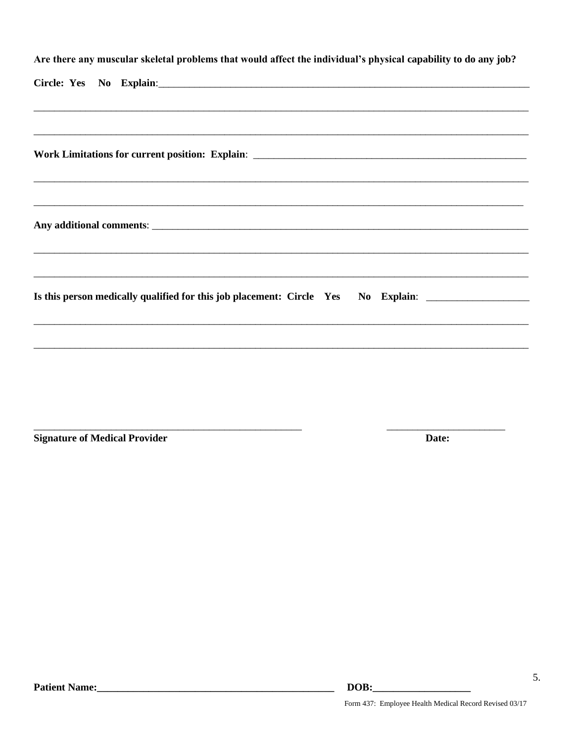**Are there any muscular skeletal problems that would affect the individual's physical capability to do any job?**

**Circle: Yes No Explain**:_______________________________________________________________________________

_____________________________________________________________________________________________________

_____________________________________________________________________________________________________

**Work Limitations for current position: Explain**: ____________________________________________________

_____________________________________________________________________________________________________

_____________________________________________________________________________________________________

**Any additional comments**: _______________________________________________________________________

_____________________________________________________________________________________________________

_____________________________________________________________________________________________________

**Is this person medically qualified for this job placement: Circle Yes No Explain**: ____________________

_____________________________________________________________________________________________________

_____________________________________________________________________________________________________

_______________________________________________________ _______________________

**Signature of Medical Provider** **Date:**

**Patient Name:**________________________________________________ **DOB:**___________________

Form 437: Employee Health Medical Record Revised 03/17